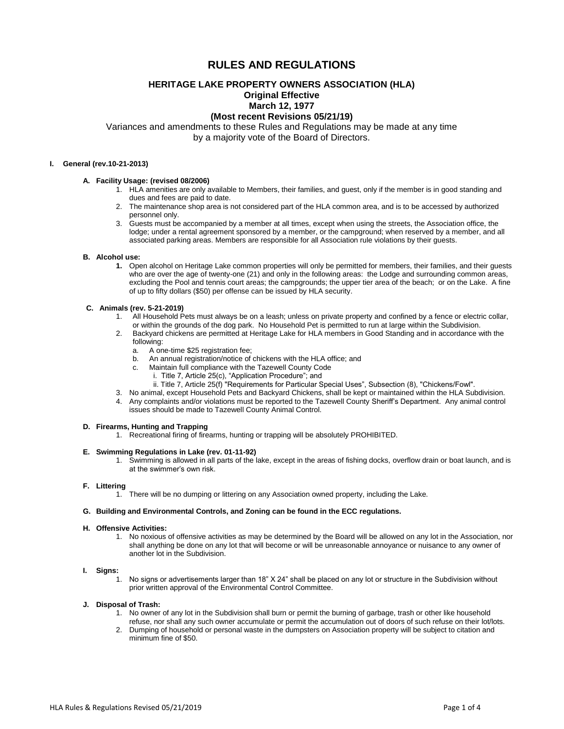# RULES AND REGULATIONS

## HERITAGE LAKE PROPERTY OWNERS ASSOCIATION (HLA)

**Original Effective**

**March 12, 1977**

**(Most recent Revisions 05/21/19)**

Variances and amendments to these Rules and Regulations may be made at any time by a majority vote of the Board of Directors.

### I. General (rev.10-21-2013)

#### A. Facility Usage: (revised 08/2006)

1. HLA amenities are only available to Members, their families, and guest, only if the member is in good standing and dues and fees are paid to date.
2. The maintenance shop area is not considered part of the HLA common area, and is to be accessed by authorized personnel only.
3. Guests must be accompanied by a member at all times, except when using the streets, the Association office, the lodge; under a rental agreement sponsored by a member, or the campground; when reserved by a member, and all associated parking areas. Members are responsible for all Association rule violations by their guests.

#### B. Alcohol use:

1. Open alcohol on Heritage Lake common properties will only be permitted for members, their families, and their guests who are over the age of twenty-one (21) and only in the following areas: the Lodge and surrounding common areas, excluding the Pool and tennis court areas; the campgrounds; the upper tier area of the beach; or on the Lake. A fine of up to fifty dollars ($50) per offense can be issued by HLA security.

#### C. Animals (rev. 5-21-2019)

1. All Household Pets must always be on a leash; unless on private property and confined by a fence or electric collar, or within the grounds of the dog park. No Household Pet is permitted to run at large within the Subdivision.
2. Backyard chickens are permitted at Heritage Lake for HLA members in Good Standing and in accordance with the following:
   a. A one-time $25 registration fee;
   b. An annual registration/notice of chickens with the HLA office; and
   c. Maintain full compliance with the Tazewell County Code
      i. Title 7, Article 25(c), "Application Procedure"; and
      ii. Title 7, Article 25(f) "Requirements for Particular Special Uses", Subsection (8), "Chickens/Fowl".
3. No animal, except Household Pets and Backyard Chickens, shall be kept or maintained within the HLA Subdivision.
4. Any complaints and/or violations must be reported to the Tazewell County Sheriff's Department. Any animal control issues should be made to Tazewell County Animal Control.

#### D. Firearms, Hunting and Trapping

1. Recreational firing of firearms, hunting or trapping will be absolutely PROHIBITED.

#### E. Swimming Regulations in Lake (rev. 01-11-92)

1. Swimming is allowed in all parts of the lake, except in the areas of fishing docks, overflow drain or boat launch, and is at the swimmer's own risk.

#### F. Littering

1. There will be no dumping or littering on any Association owned property, including the Lake.

#### G. Building and Environmental Controls, and Zoning can be found in the ECC regulations.

#### H. Offensive Activities:

1. No noxious of offensive activities as may be determined by the Board will be allowed on any lot in the Association, nor shall anything be done on any lot that will become or will be unreasonable annoyance or nuisance to any owner of another lot in the Subdivision.

#### I. Signs:

1. No signs or advertisements larger than 18" X 24" shall be placed on any lot or structure in the Subdivision without prior written approval of the Environmental Control Committee.

#### J. Disposal of Trash:

1. No owner of any lot in the Subdivision shall burn or permit the burning of garbage, trash or other like household refuse, nor shall any such owner accumulate or permit the accumulation out of doors of such refuse on their lot/lots.
2. Dumping of household or personal waste in the dumpsters on Association property will be subject to citation and minimum fine of $50.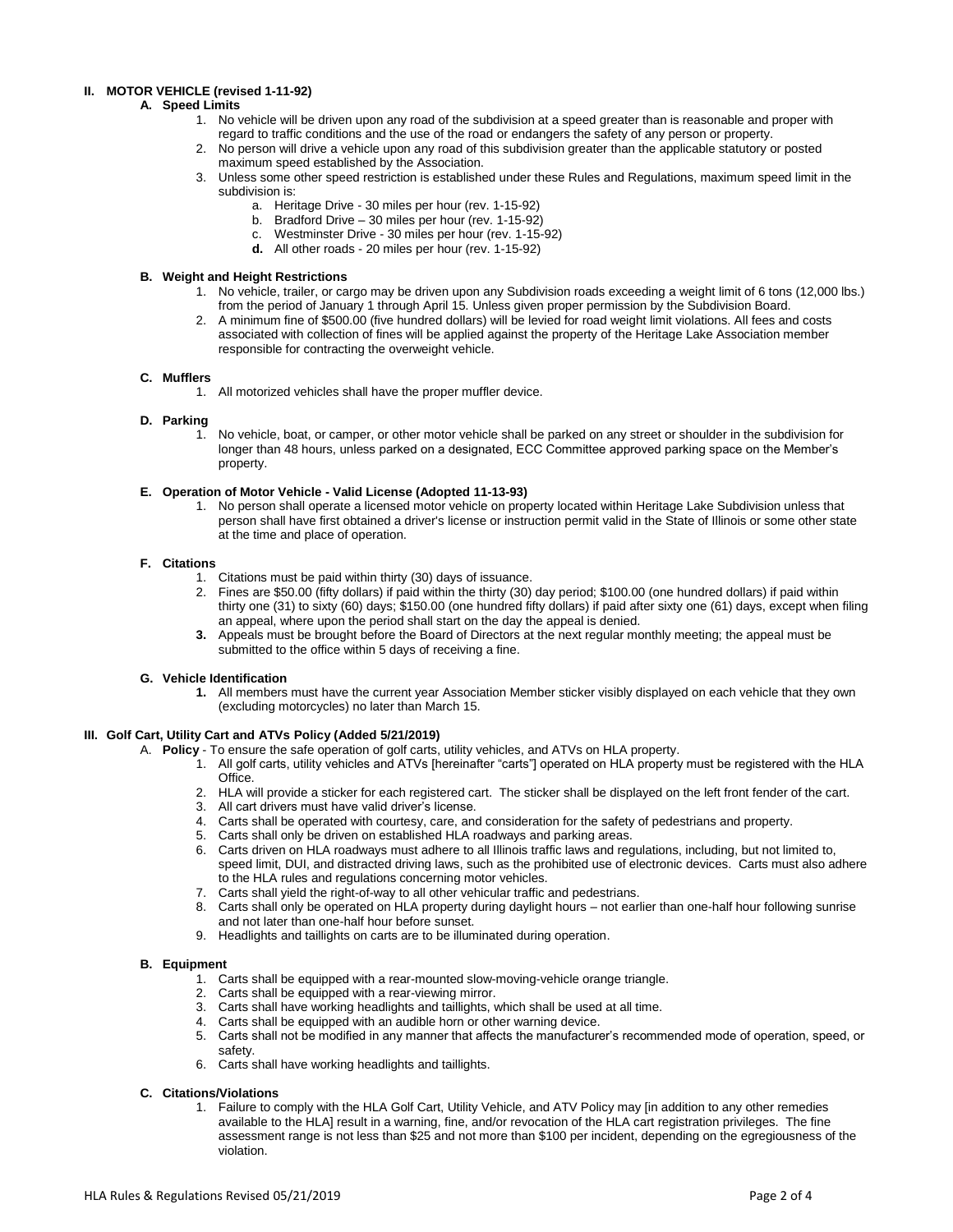## II. MOTOR VEHICLE (revised 1-11-92)

### A. Speed Limits

1. No vehicle will be driven upon any road of the subdivision at a speed greater than is reasonable and proper with regard to traffic conditions and the use of the road or endangers the safety of any person or property.
2. No person will drive a vehicle upon any road of this subdivision greater than the applicable statutory or posted maximum speed established by the Association.
3. Unless some other speed restriction is established under these Rules and Regulations, maximum speed limit in the subdivision is:
   a. Heritage Drive - 30 miles per hour (rev. 1-15-92)
   b. Bradford Drive – 30 miles per hour (rev. 1-15-92)
   c. Westminster Drive - 30 miles per hour (rev. 1-15-92)
   **d.** All other roads - 20 miles per hour (rev. 1-15-92)

### B. Weight and Height Restrictions

1. No vehicle, trailer, or cargo may be driven upon any Subdivision roads exceeding a weight limit of 6 tons (12,000 lbs.) from the period of January 1 through April 15. Unless given proper permission by the Subdivision Board.
2. A minimum fine of $500.00 (five hundred dollars) will be levied for road weight limit violations. All fees and costs associated with collection of fines will be applied against the property of the Heritage Lake Association member responsible for contracting the overweight vehicle.

### C. Mufflers

1. All motorized vehicles shall have the proper muffler device.

### D. Parking

1. No vehicle, boat, or camper, or other motor vehicle shall be parked on any street or shoulder in the subdivision for longer than 48 hours, unless parked on a designated, ECC Committee approved parking space on the Member's property.

### E. Operation of Motor Vehicle - Valid License (Adopted 11-13-93)

1. No person shall operate a licensed motor vehicle on property located within Heritage Lake Subdivision unless that person shall have first obtained a driver's license or instruction permit valid in the State of Illinois or some other state at the time and place of operation.

### F. Citations

1. Citations must be paid within thirty (30) days of issuance.
2. Fines are $50.00 (fifty dollars) if paid within the thirty (30) day period; $100.00 (one hundred dollars) if paid within thirty one (31) to sixty (60) days; $150.00 (one hundred fifty dollars) if paid after sixty one (61) days, except when filing an appeal, where upon the period shall start on the day the appeal is denied.
3. Appeals must be brought before the Board of Directors at the next regular monthly meeting; the appeal must be submitted to the office within 5 days of receiving a fine.

### G. Vehicle Identification

1. All members must have the current year Association Member sticker visibly displayed on each vehicle that they own (excluding motorcycles) no later than March 15.

## III. Golf Cart, Utility Cart and ATVs Policy (Added 5/21/2019)

A. **Policy** - To ensure the safe operation of golf carts, utility vehicles, and ATVs on HLA property.

1. All golf carts, utility vehicles and ATVs [hereinafter "carts"] operated on HLA property must be registered with the HLA Office.
2. HLA will provide a sticker for each registered cart. The sticker shall be displayed on the left front fender of the cart.
3. All cart drivers must have valid driver's license.
4. Carts shall be operated with courtesy, care, and consideration for the safety of pedestrians and property.
5. Carts shall only be driven on established HLA roadways and parking areas.
6. Carts driven on HLA roadways must adhere to all Illinois traffic laws and regulations, including, but not limited to, speed limit, DUI, and distracted driving laws, such as the prohibited use of electronic devices. Carts must also adhere to the HLA rules and regulations concerning motor vehicles.
7. Carts shall yield the right-of-way to all other vehicular traffic and pedestrians.
8. Carts shall only be operated on HLA property during daylight hours – not earlier than one-half hour following sunrise and not later than one-half hour before sunset.
9. Headlights and taillights on carts are to be illuminated during operation.

### B. Equipment

1. Carts shall be equipped with a rear-mounted slow-moving-vehicle orange triangle.
2. Carts shall be equipped with a rear-viewing mirror.
3. Carts shall have working headlights and taillights, which shall be used at all time.
4. Carts shall be equipped with an audible horn or other warning device.
5. Carts shall not be modified in any manner that affects the manufacturer's recommended mode of operation, speed, or safety.
6. Carts shall have working headlights and taillights.

### C. Citations/Violations

1. Failure to comply with the HLA Golf Cart, Utility Vehicle, and ATV Policy may [in addition to any other remedies available to the HLA] result in a warning, fine, and/or revocation of the HLA cart registration privileges. The fine assessment range is not less than $25 and not more than $100 per incident, depending on the egregiousness of the violation.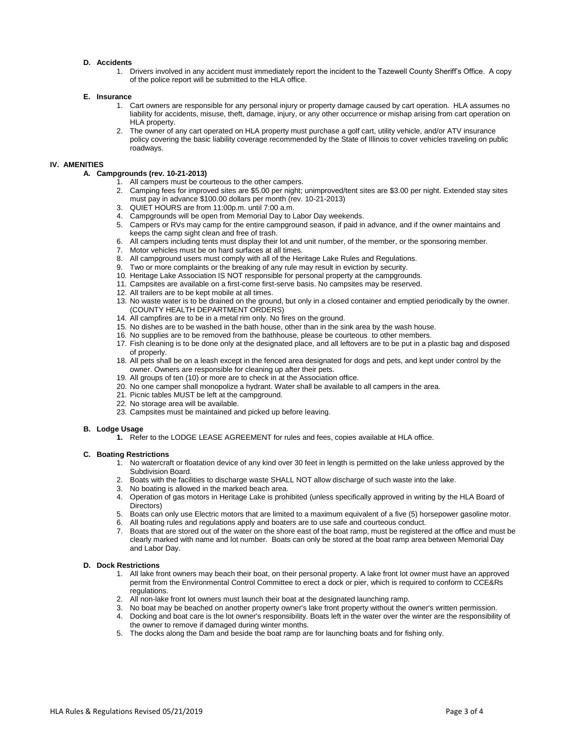#### D. Accidents

1. Drivers involved in any accident must immediately report the incident to the Tazewell County Sheriff's Office. A copy of the police report will be submitted to the HLA office.

#### E. Insurance

1. Cart owners are responsible for any personal injury or property damage caused by cart operation. HLA assumes no liability for accidents, misuse, theft, damage, injury, or any other occurrence or mishap arising from cart operation on HLA property.
2. The owner of any cart operated on HLA property must purchase a golf cart, utility vehicle, and/or ATV insurance policy covering the basic liability coverage recommended by the State of Illinois to cover vehicles traveling on public roadways.

## IV. AMENITIES

#### A. Campgrounds (rev. 10-21-2013)

1. All campers must be courteous to the other campers.
2. Camping fees for improved sites are $5.00 per night; unimproved/tent sites are $3.00 per night. Extended stay sites must pay in advance $100.00 dollars per month (rev. 10-21-2013)
3. QUIET HOURS are from 11:00p.m. until 7:00 a.m.
4. Campgrounds will be open from Memorial Day to Labor Day weekends.
5. Campers or RVs may camp for the entire campground season, if paid in advance, and if the owner maintains and keeps the camp sight clean and free of trash.
6. All campers including tents must display their lot and unit number, of the member, or the sponsoring member.
7. Motor vehicles must be on hard surfaces at all times.
8. All campground users must comply with all of the Heritage Lake Rules and Regulations.
9. Two or more complaints or the breaking of any rule may result in eviction by security.
10. Heritage Lake Association IS NOT responsible for personal property at the campgrounds.
11. Campsites are available on a first-come first-serve basis. No campsites may be reserved.
12. All trailers are to be kept mobile at all times.
13. No waste water is to be drained on the ground, but only in a closed container and emptied periodically by the owner. (COUNTY HEALTH DEPARTMENT ORDERS)
14. All campfires are to be in a metal rim only. No fires on the ground.
15. No dishes are to be washed in the bath house, other than in the sink area by the wash house.
16. No supplies are to be removed from the bathhouse, please be courteous to other members.
17. Fish cleaning is to be done only at the designated place, and all leftovers are to be put in a plastic bag and disposed of properly.
18. All pets shall be on a leash except in the fenced area designated for dogs and pets, and kept under control by the owner. Owners are responsible for cleaning up after their pets.
19. All groups of ten (10) or more are to check in at the Association office.
20. No one camper shall monopolize a hydrant. Water shall be available to all campers in the area.
21. Picnic tables MUST be left at the campground.
22. No storage area will be available.
23. Campsites must be maintained and picked up before leaving.

#### B. Lodge Usage

1. Refer to the LODGE LEASE AGREEMENT for rules and fees, copies available at HLA office.

#### C. Boating Restrictions

1. No watercraft or floatation device of any kind over 30 feet in length is permitted on the lake unless approved by the Subdivision Board.
2. Boats with the facilities to discharge waste SHALL NOT allow discharge of such waste into the lake.
3. No boating is allowed in the marked beach area.
4. Operation of gas motors in Heritage Lake is prohibited (unless specifically approved in writing by the HLA Board of Directors)
5. Boats can only use Electric motors that are limited to a maximum equivalent of a five (5) horsepower gasoline motor.
6. All boating rules and regulations apply and boaters are to use safe and courteous conduct.
7. Boats that are stored out of the water on the shore east of the boat ramp, must be registered at the office and must be clearly marked with name and lot number. Boats can only be stored at the boat ramp area between Memorial Day and Labor Day.

#### D. Dock Restrictions

1. All lake front owners may beach their boat, on their personal property. A lake front lot owner must have an approved permit from the Environmental Control Committee to erect a dock or pier, which is required to conform to CCE&Rs regulations.
2. All non-lake front lot owners must launch their boat at the designated launching ramp.
3. No boat may be beached on another property owner's lake front property without the owner's written permission.
4. Docking and boat care is the lot owner's responsibility. Boats left in the water over the winter are the responsibility of the owner to remove if damaged during winter months.
5. The docks along the Dam and beside the boat ramp are for launching boats and for fishing only.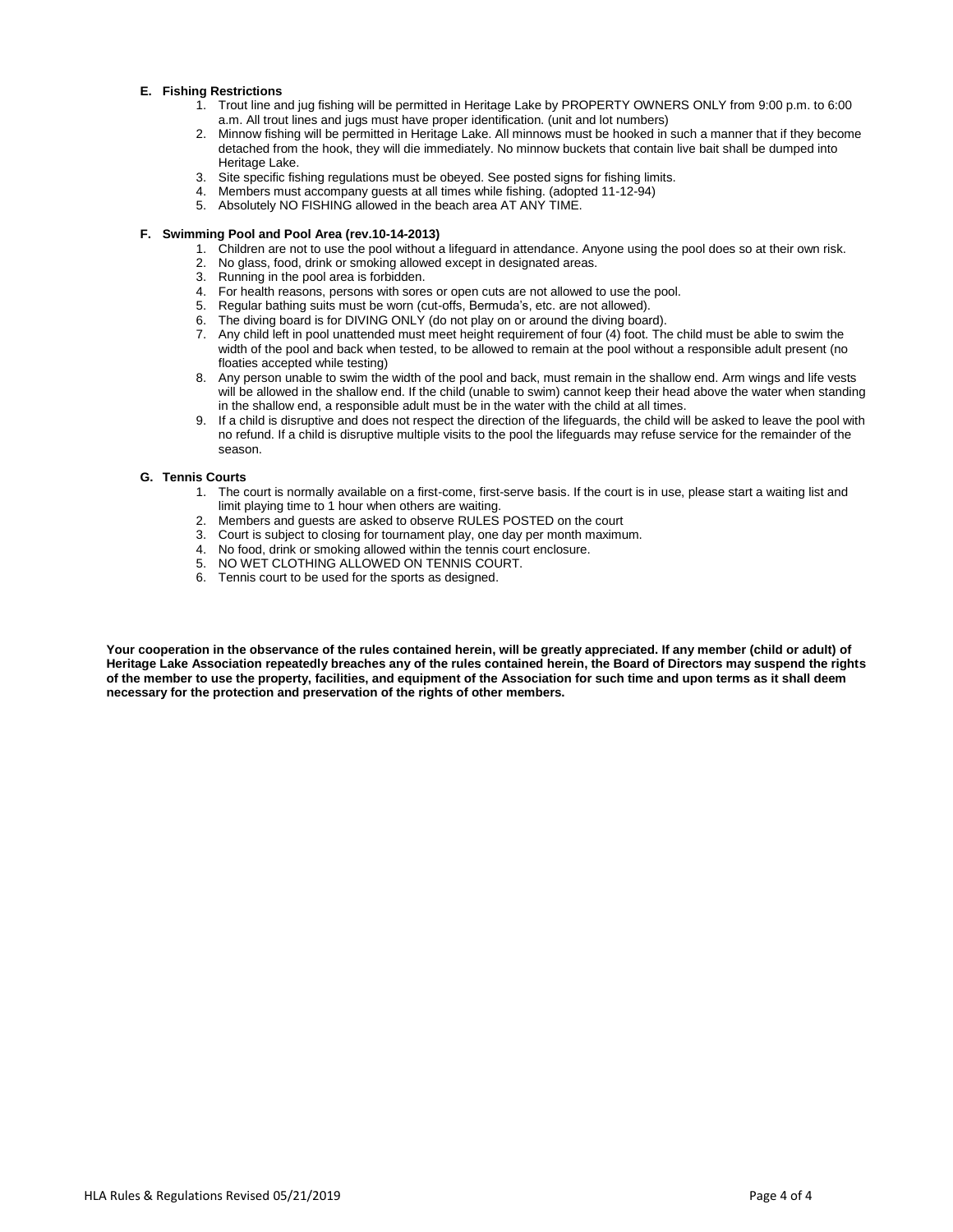### E. Fishing Restrictions

1. Trout line and jug fishing will be permitted in Heritage Lake by PROPERTY OWNERS ONLY from 9:00 p.m. to 6:00 a.m. All trout lines and jugs must have proper identification. (unit and lot numbers)
2. Minnow fishing will be permitted in Heritage Lake. All minnows must be hooked in such a manner that if they become detached from the hook, they will die immediately. No minnow buckets that contain live bait shall be dumped into Heritage Lake.
3. Site specific fishing regulations must be obeyed. See posted signs for fishing limits.
4. Members must accompany guests at all times while fishing. (adopted 11-12-94)
5. Absolutely NO FISHING allowed in the beach area AT ANY TIME.

### F. Swimming Pool and Pool Area (rev.10-14-2013)

1. Children are not to use the pool without a lifeguard in attendance. Anyone using the pool does so at their own risk.
2. No glass, food, drink or smoking allowed except in designated areas.
3. Running in the pool area is forbidden.
4. For health reasons, persons with sores or open cuts are not allowed to use the pool.
5. Regular bathing suits must be worn (cut-offs, Bermuda's, etc. are not allowed).
6. The diving board is for DIVING ONLY (do not play on or around the diving board).
7. Any child left in pool unattended must meet height requirement of four (4) foot. The child must be able to swim the width of the pool and back when tested, to be allowed to remain at the pool without a responsible adult present (no floaties accepted while testing)
8. Any person unable to swim the width of the pool and back, must remain in the shallow end. Arm wings and life vests will be allowed in the shallow end. If the child (unable to swim) cannot keep their head above the water when standing in the shallow end, a responsible adult must be in the water with the child at all times.
9. If a child is disruptive and does not respect the direction of the lifeguards, the child will be asked to leave the pool with no refund. If a child is disruptive multiple visits to the pool the lifeguards may refuse service for the remainder of the season.

### G. Tennis Courts

1. The court is normally available on a first-come, first-serve basis. If the court is in use, please start a waiting list and limit playing time to 1 hour when others are waiting.
2. Members and guests are asked to observe RULES POSTED on the court
3. Court is subject to closing for tournament play, one day per month maximum.
4. No food, drink or smoking allowed within the tennis court enclosure.
5. NO WET CLOTHING ALLOWED ON TENNIS COURT.
6. Tennis court to be used for the sports as designed.

**Your cooperation in the observance of the rules contained herein, will be greatly appreciated. If any member (child or adult) of Heritage Lake Association repeatedly breaches any of the rules contained herein, the Board of Directors may suspend the rights of the member to use the property, facilities, and equipment of the Association for such time and upon terms as it shall deem necessary for the protection and preservation of the rights of other members.**